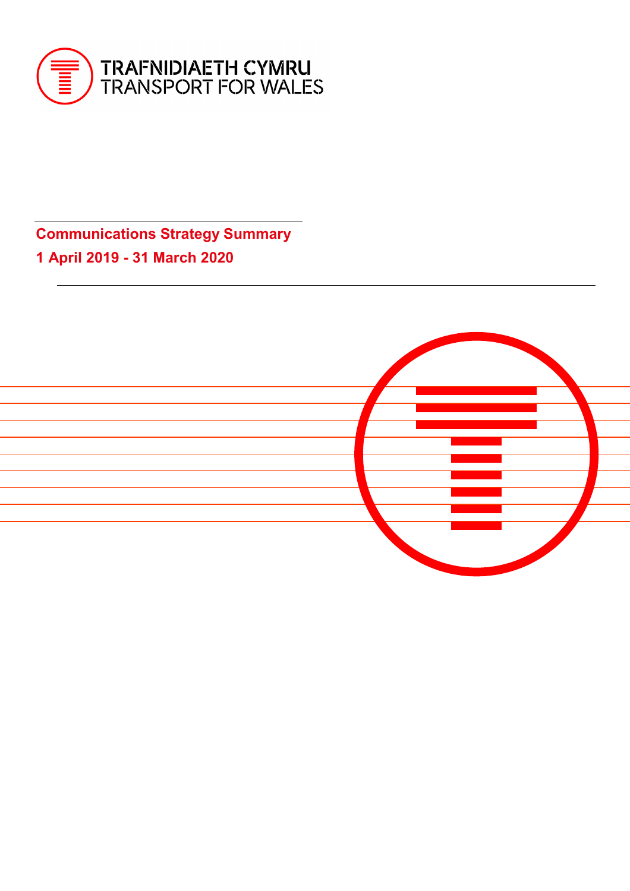TRAFNIDIAETH CYMRU
TRANSPORT FOR WALES

# Communications Strategy Summary

## 1 April 2019 - 31 March 2020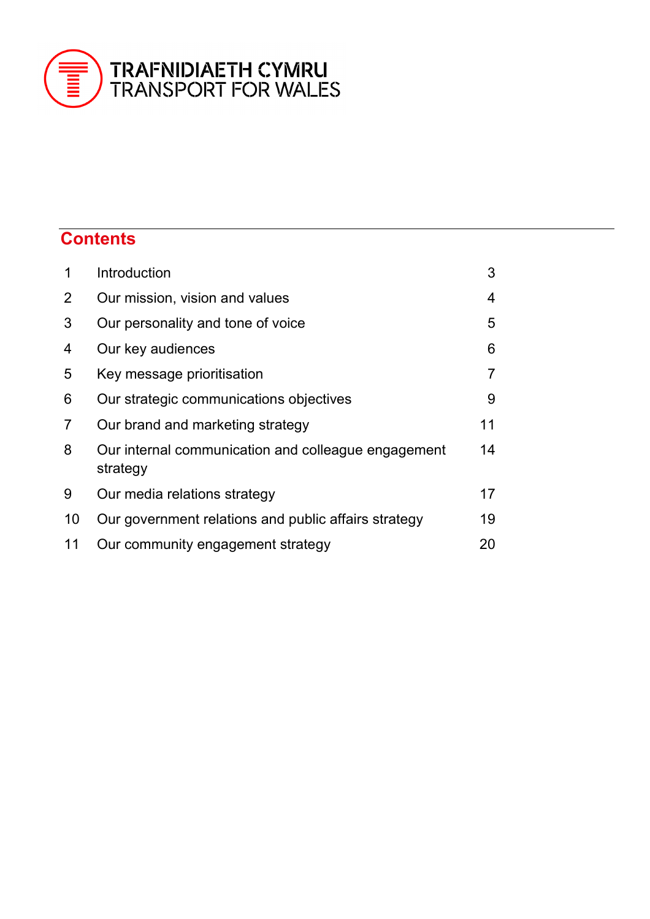TRAFNIDIAETH CYMRU
TRANSPORT FOR WALES

## Contents

| | | |
|---|---|---|
| 1 | Introduction | 3 |
| 2 | Our mission, vision and values | 4 |
| 3 | Our personality and tone of voice | 5 |
| 4 | Our key audiences | 6 |
| 5 | Key message prioritisation | 7 |
| 6 | Our strategic communications objectives | 9 |
| 7 | Our brand and marketing strategy | 11 |
| 8 | Our internal communication and colleague engagement strategy | 14 |
| 9 | Our media relations strategy | 17 |
| 10 | Our government relations and public affairs strategy | 19 |
| 11 | Our community engagement strategy | 20 |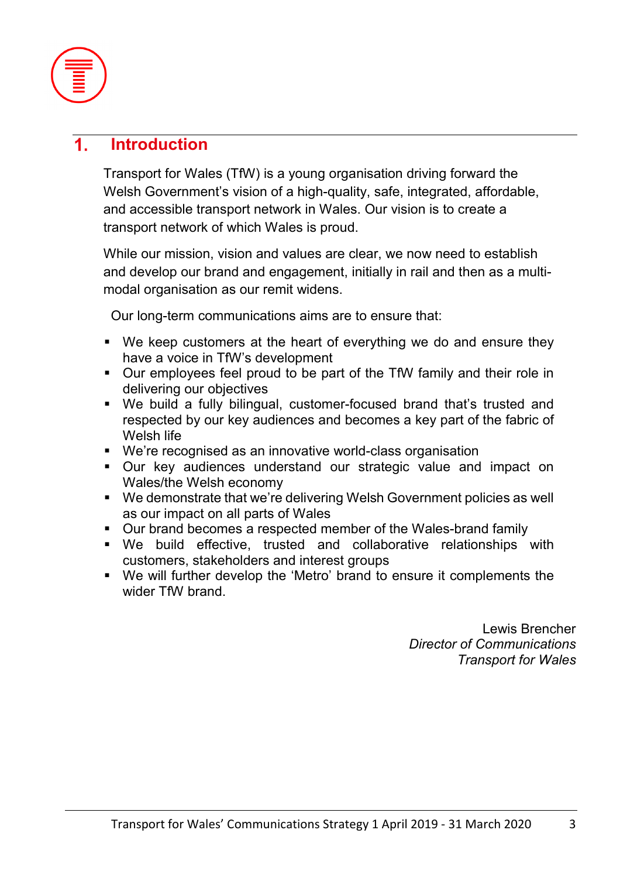# 1. Introduction

Transport for Wales (TfW) is a young organisation driving forward the Welsh Government's vision of a high-quality, safe, integrated, affordable, and accessible transport network in Wales. Our vision is to create a transport network of which Wales is proud.

While our mission, vision and values are clear, we now need to establish and develop our brand and engagement, initially in rail and then as a multi-modal organisation as our remit widens.

Our long-term communications aims are to ensure that:

- We keep customers at the heart of everything we do and ensure they have a voice in TfW's development
- Our employees feel proud to be part of the TfW family and their role in delivering our objectives
- We build a fully bilingual, customer-focused brand that's trusted and respected by our key audiences and becomes a key part of the fabric of Welsh life
- We're recognised as an innovative world-class organisation
- Our key audiences understand our strategic value and impact on Wales/the Welsh economy
- We demonstrate that we're delivering Welsh Government policies as well as our impact on all parts of Wales
- Our brand becomes a respected member of the Wales-brand family
- We build effective, trusted and collaborative relationships with customers, stakeholders and interest groups
- We will further develop the 'Metro' brand to ensure it complements the wider TfW brand.

Lewis Brencher
*Director of Communications*
*Transport for Wales*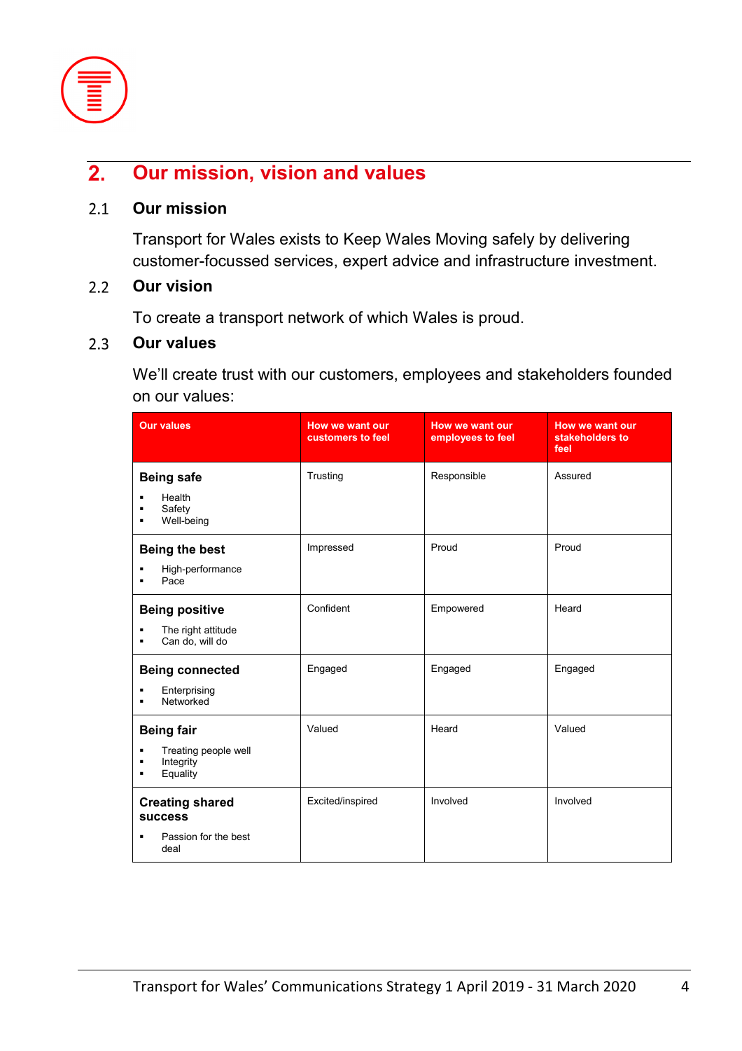## 2. Our mission, vision and values

### 2.1 Our mission

Transport for Wales exists to Keep Wales Moving safely by delivering customer-focussed services, expert advice and infrastructure investment.

### 2.2 Our vision

To create a transport network of which Wales is proud.

### 2.3 Our values

We'll create trust with our customers, employees and stakeholders founded on our values:

| Our values | How we want our customers to feel | How we want our employees to feel | How we want our stakeholders to feel |
|---|---|---|---|
| **Being safe**<br>▪ Health<br>▪ Safety<br>▪ Well-being | Trusting | Responsible | Assured |
| **Being the best**<br>▪ High-performance<br>▪ Pace | Impressed | Proud | Proud |
| **Being positive**<br>▪ The right attitude<br>▪ Can do, will do | Confident | Empowered | Heard |
| **Being connected**<br>▪ Enterprising<br>▪ Networked | Engaged | Engaged | Engaged |
| **Being fair**<br>▪ Treating people well<br>▪ Integrity<br>▪ Equality | Valued | Heard | Valued |
| **Creating shared success**<br>▪ Passion for the best deal | Excited/inspired | Involved | Involved |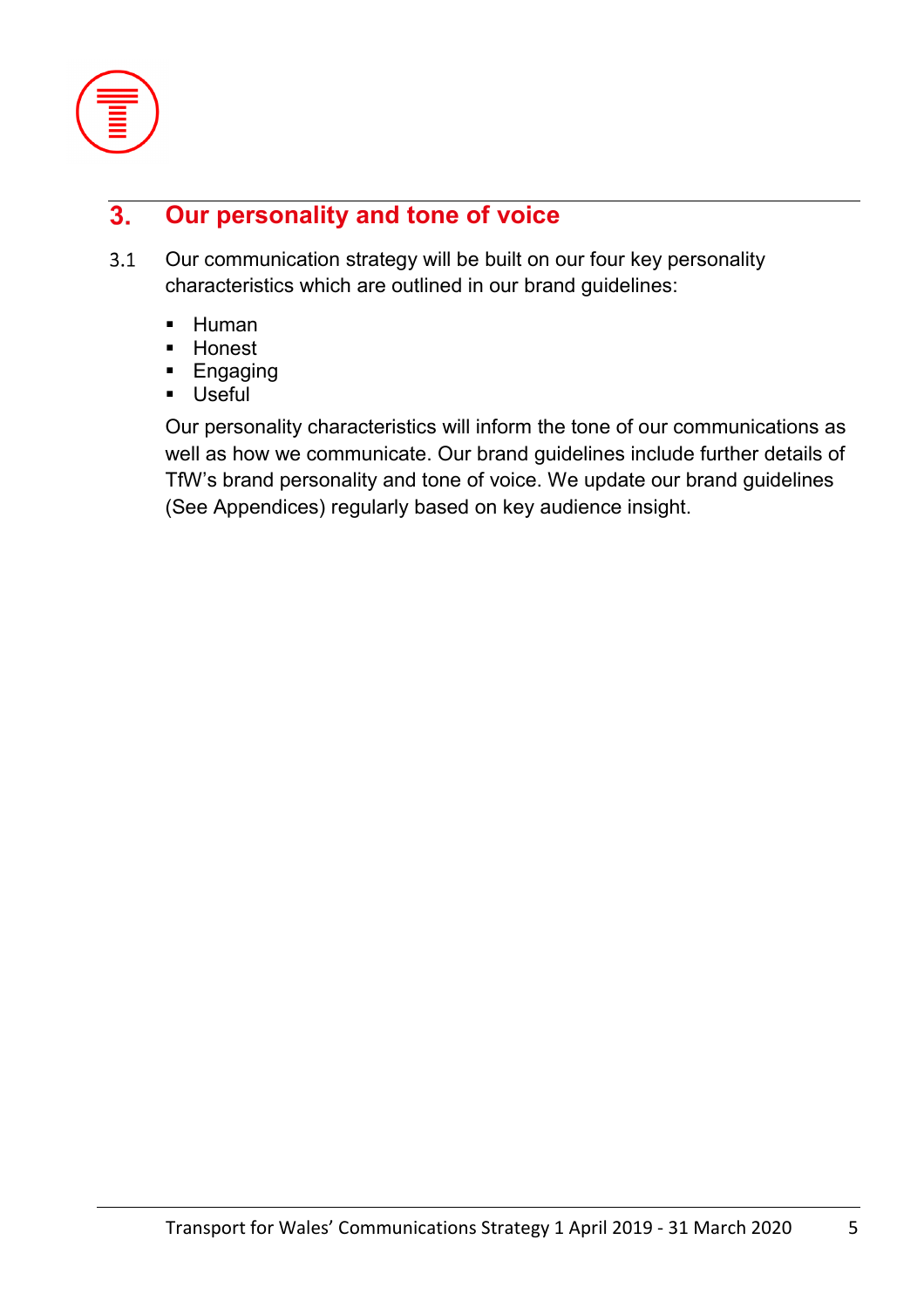## 3. Our personality and tone of voice

3.1 Our communication strategy will be built on our four key personality characteristics which are outlined in our brand guidelines:

- Human
- Honest
- Engaging
- Useful

Our personality characteristics will inform the tone of our communications as well as how we communicate. Our brand guidelines include further details of TfW's brand personality and tone of voice. We update our brand guidelines (See Appendices) regularly based on key audience insight.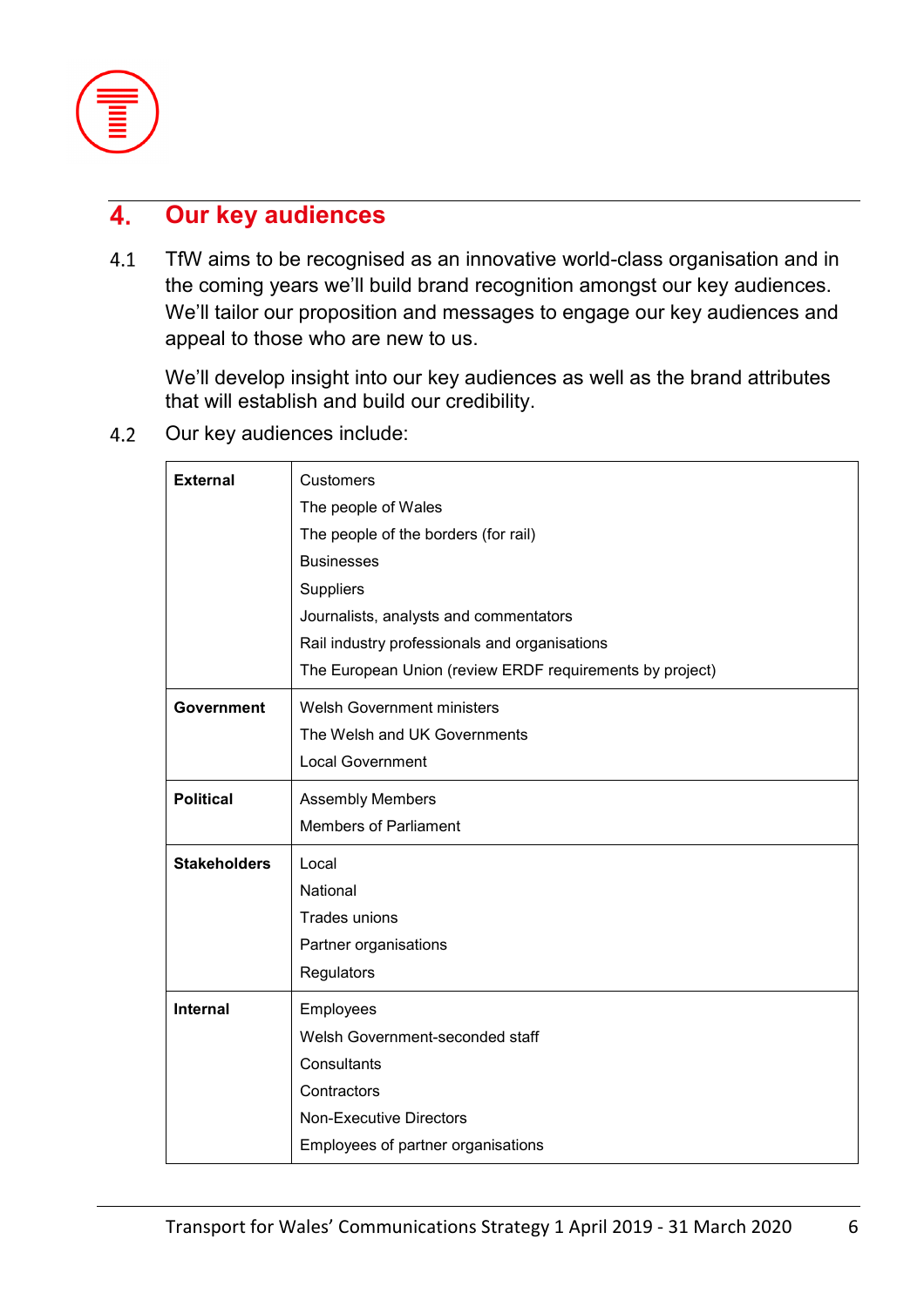## 4. Our key audiences

4.1 TfW aims to be recognised as an innovative world-class organisation and in the coming years we'll build brand recognition amongst our key audiences. We'll tailor our proposition and messages to engage our key audiences and appeal to those who are new to us.

We'll develop insight into our key audiences as well as the brand attributes that will establish and build our credibility.

4.2 Our key audiences include:

| | |
|---|---|
| **External** | Customers<br>The people of Wales<br>The people of the borders (for rail)<br>Businesses<br>Suppliers<br>Journalists, analysts and commentators<br>Rail industry professionals and organisations<br>The European Union (review ERDF requirements by project) |
| **Government** | Welsh Government ministers<br>The Welsh and UK Governments<br>Local Government |
| **Political** | Assembly Members<br>Members of Parliament |
| **Stakeholders** | Local<br>National<br>Trades unions<br>Partner organisations<br>Regulators |
| **Internal** | Employees<br>Welsh Government-seconded staff<br>Consultants<br>Contractors<br>Non-Executive Directors<br>Employees of partner organisations |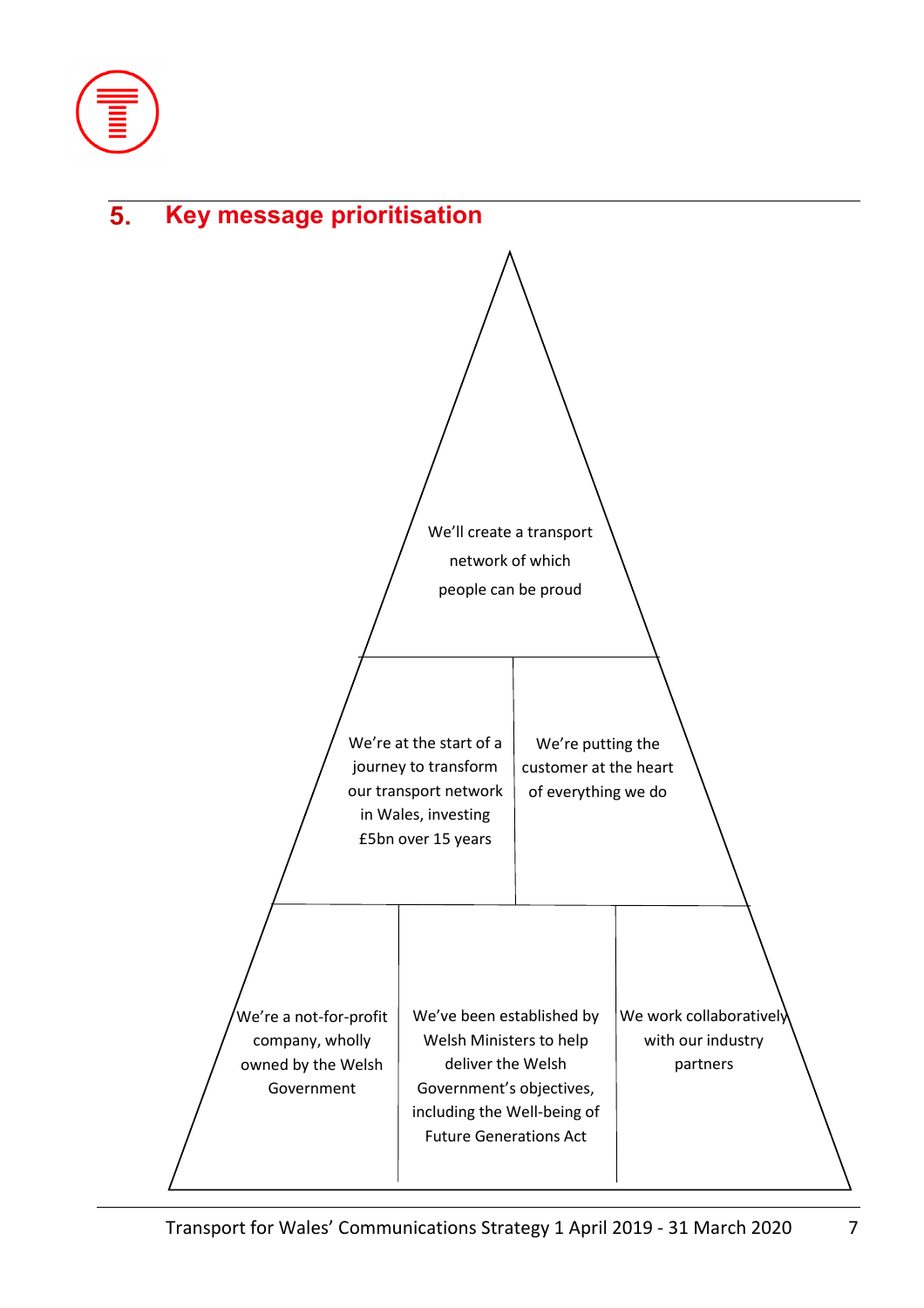## 5. Key message prioritisation

We'll create a transport network of which people can be proud

We're at the start of a journey to transform our transport network in Wales, investing £5bn over 15 years

We're putting the customer at the heart of everything we do

We're a not-for-profit company, wholly owned by the Welsh Government

We've been established by Welsh Ministers to help deliver the Welsh Government's objectives, including the Well-being of Future Generations Act

We work collaboratively with our industry partners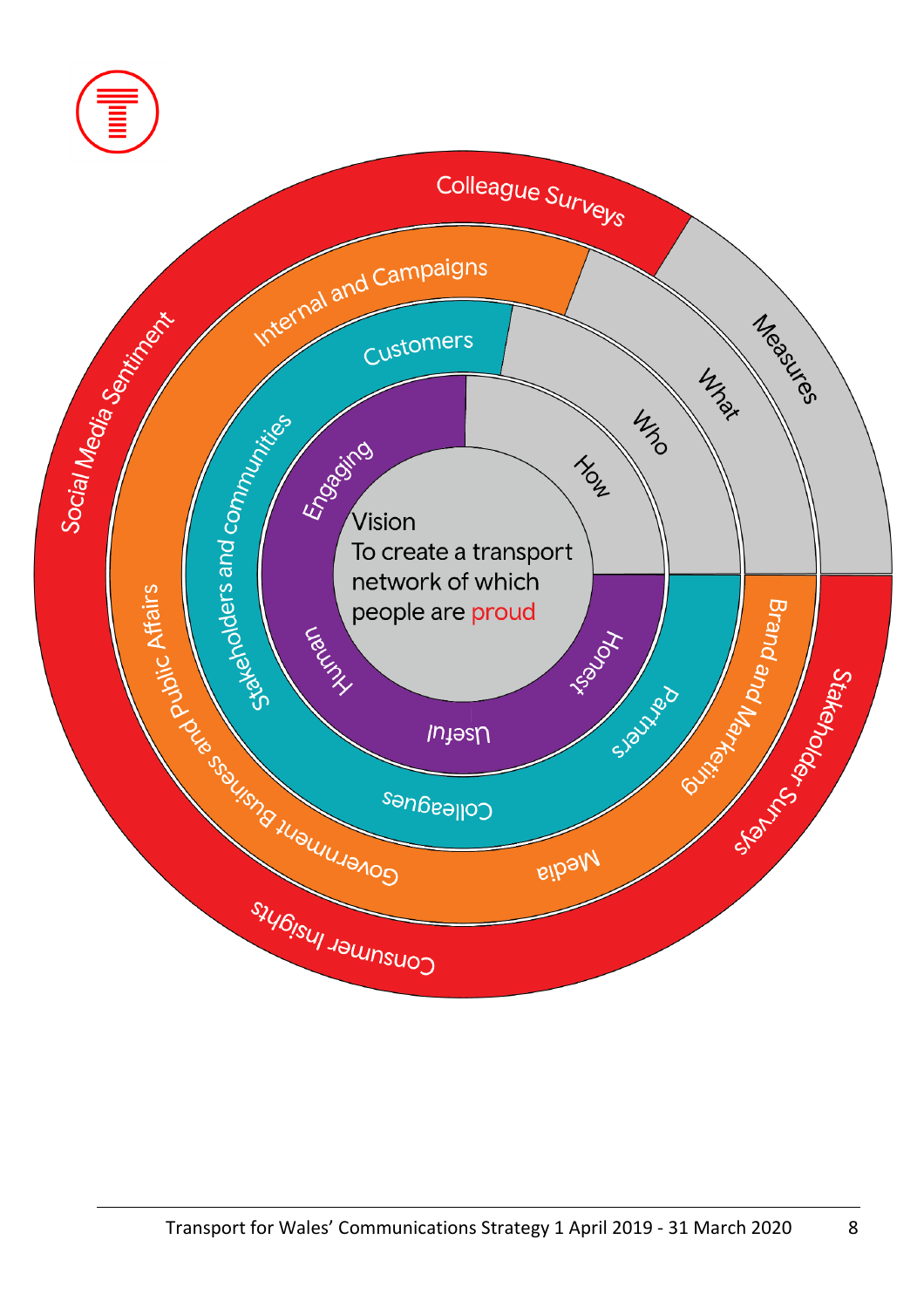Vision

To create a transport network of which people are proud

Engaging

Human

Useful

Honest

How

Customers

Stakeholders and communities

Colleagues

Partners

Who

Internal and Campaigns

Government Business and Public Affairs

Media

Brand and Marketing

What

Colleague Surveys

Social Media Sentiment

Consumer Insights

Stakeholder Surveys

Measures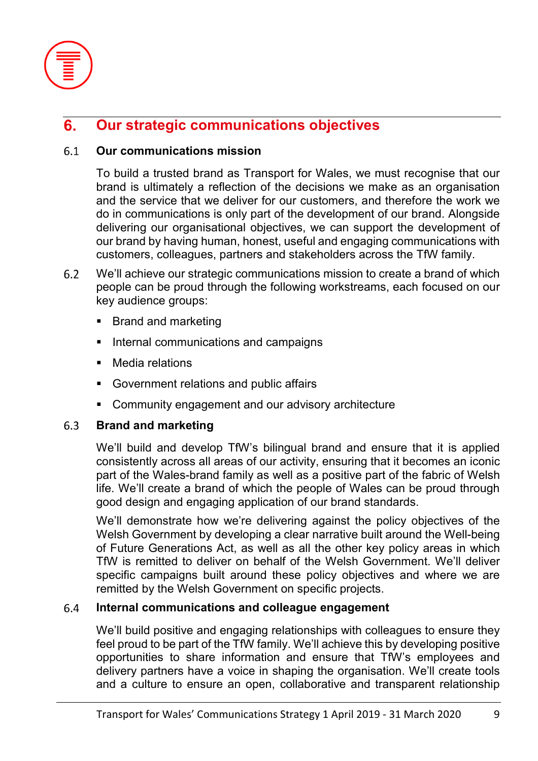## 6. Our strategic communications objectives

### 6.1 Our communications mission

To build a trusted brand as Transport for Wales, we must recognise that our brand is ultimately a reflection of the decisions we make as an organisation and the service that we deliver for our customers, and therefore the work we do in communications is only part of the development of our brand. Alongside delivering our organisational objectives, we can support the development of our brand by having human, honest, useful and engaging communications with customers, colleagues, partners and stakeholders across the TfW family.

6.2 We'll achieve our strategic communications mission to create a brand of which people can be proud through the following workstreams, each focused on our key audience groups:

- Brand and marketing
- Internal communications and campaigns
- Media relations
- Government relations and public affairs
- Community engagement and our advisory architecture

### 6.3 Brand and marketing

We'll build and develop TfW's bilingual brand and ensure that it is applied consistently across all areas of our activity, ensuring that it becomes an iconic part of the Wales-brand family as well as a positive part of the fabric of Welsh life. We'll create a brand of which the people of Wales can be proud through good design and engaging application of our brand standards.

We'll demonstrate how we're delivering against the policy objectives of the Welsh Government by developing a clear narrative built around the Well-being of Future Generations Act, as well as all the other key policy areas in which TfW is remitted to deliver on behalf of the Welsh Government. We'll deliver specific campaigns built around these policy objectives and where we are remitted by the Welsh Government on specific projects.

### 6.4 Internal communications and colleague engagement

We'll build positive and engaging relationships with colleagues to ensure they feel proud to be part of the TfW family. We'll achieve this by developing positive opportunities to share information and ensure that TfW's employees and delivery partners have a voice in shaping the organisation. We'll create tools and a culture to ensure an open, collaborative and transparent relationship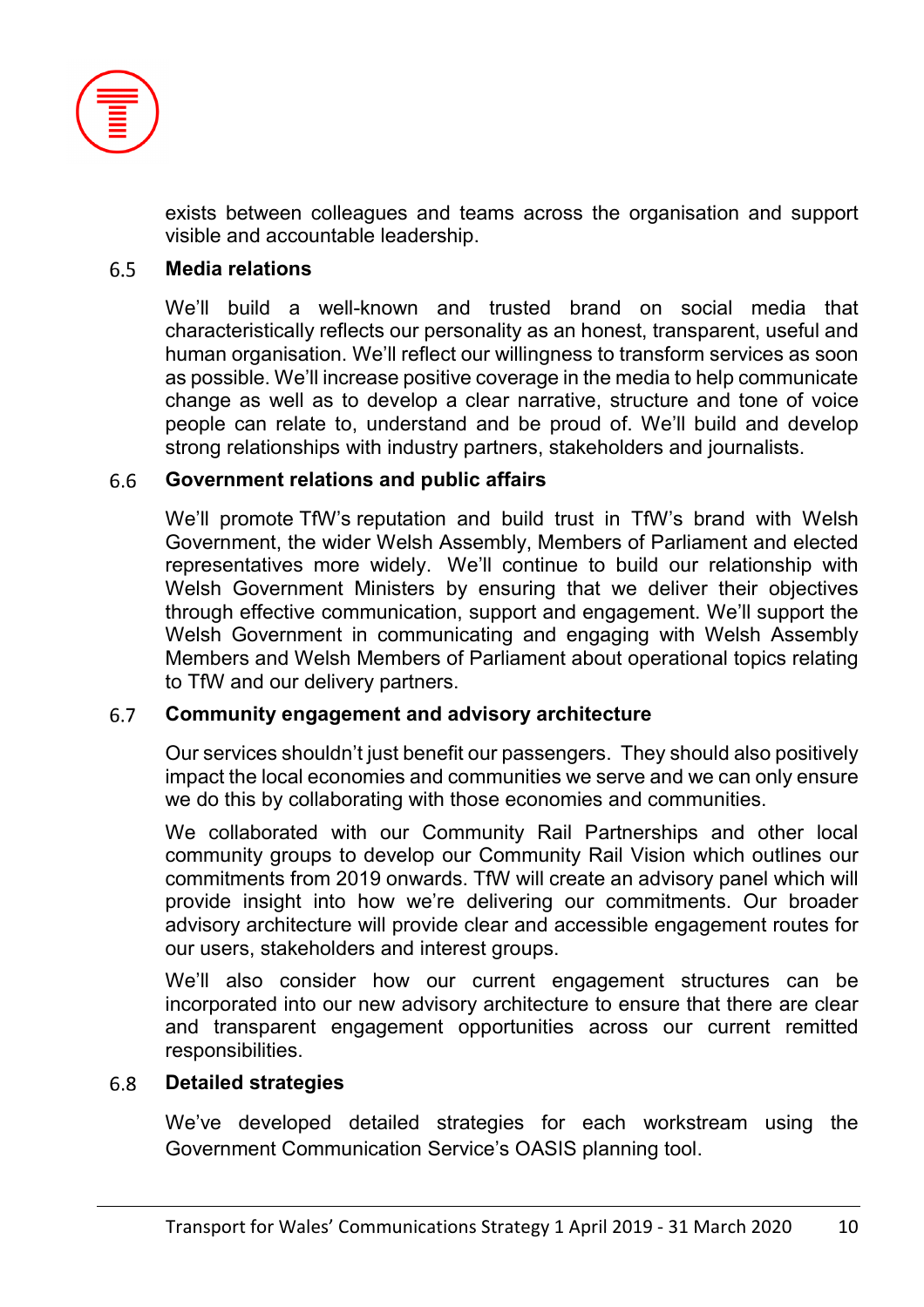exists between colleagues and teams across the organisation and support visible and accountable leadership.

### 6.5 Media relations

We'll build a well-known and trusted brand on social media that characteristically reflects our personality as an honest, transparent, useful and human organisation. We'll reflect our willingness to transform services as soon as possible. We'll increase positive coverage in the media to help communicate change as well as to develop a clear narrative, structure and tone of voice people can relate to, understand and be proud of. We'll build and develop strong relationships with industry partners, stakeholders and journalists.

### 6.6 Government relations and public affairs

We'll promote TfW's reputation and build trust in TfW's brand with Welsh Government, the wider Welsh Assembly, Members of Parliament and elected representatives more widely. We'll continue to build our relationship with Welsh Government Ministers by ensuring that we deliver their objectives through effective communication, support and engagement. We'll support the Welsh Government in communicating and engaging with Welsh Assembly Members and Welsh Members of Parliament about operational topics relating to TfW and our delivery partners.

### 6.7 Community engagement and advisory architecture

Our services shouldn't just benefit our passengers. They should also positively impact the local economies and communities we serve and we can only ensure we do this by collaborating with those economies and communities.

We collaborated with our Community Rail Partnerships and other local community groups to develop our Community Rail Vision which outlines our commitments from 2019 onwards. TfW will create an advisory panel which will provide insight into how we're delivering our commitments. Our broader advisory architecture will provide clear and accessible engagement routes for our users, stakeholders and interest groups.

We'll also consider how our current engagement structures can be incorporated into our new advisory architecture to ensure that there are clear and transparent engagement opportunities across our current remitted responsibilities.

### 6.8 Detailed strategies

We've developed detailed strategies for each workstream using the Government Communication Service's OASIS planning tool.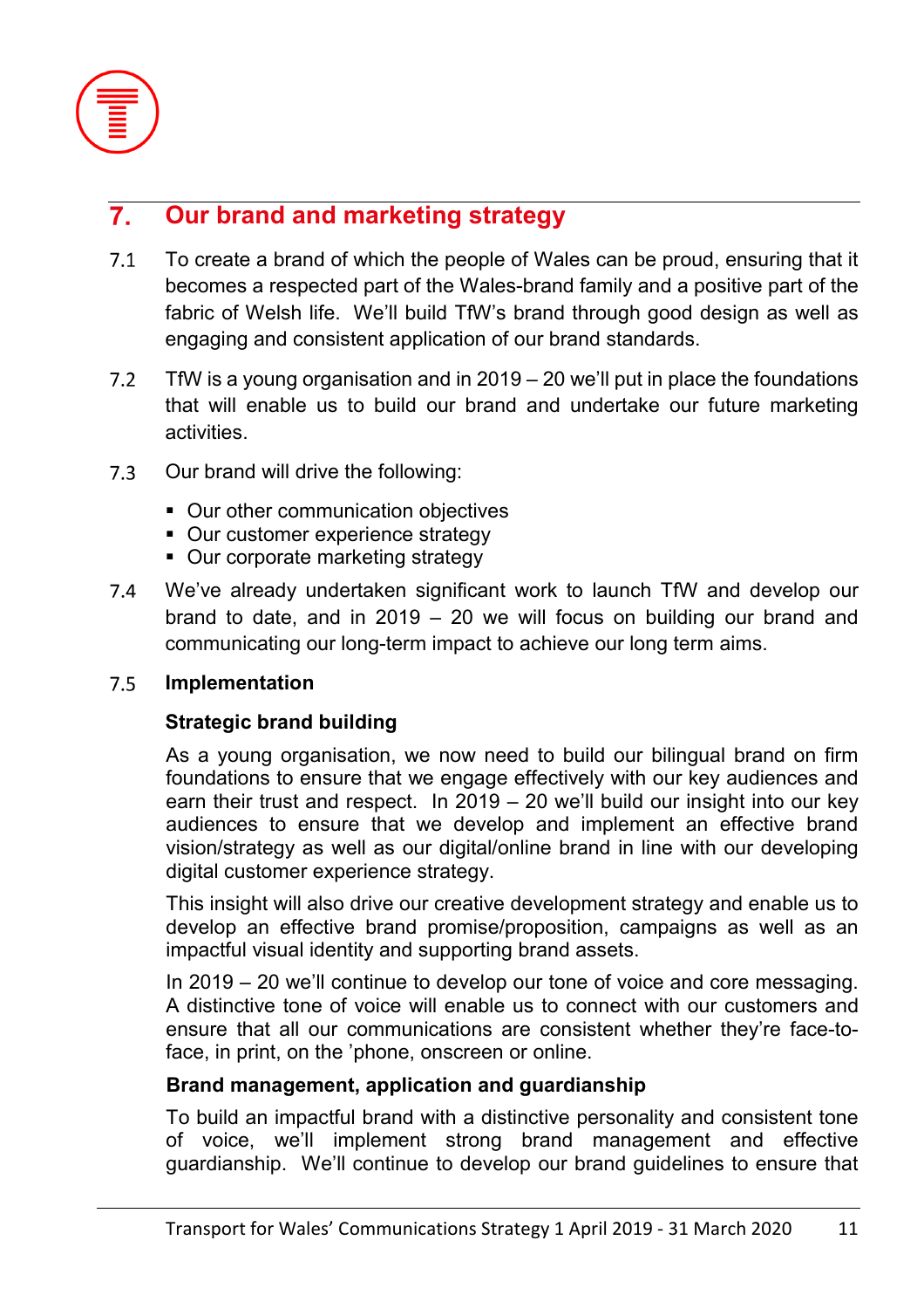## 7. Our brand and marketing strategy

7.1 To create a brand of which the people of Wales can be proud, ensuring that it becomes a respected part of the Wales-brand family and a positive part of the fabric of Welsh life. We'll build TfW's brand through good design as well as engaging and consistent application of our brand standards.

7.2 TfW is a young organisation and in 2019 – 20 we'll put in place the foundations that will enable us to build our brand and undertake our future marketing activities.

7.3 Our brand will drive the following:

- Our other communication objectives
- Our customer experience strategy
- Our corporate marketing strategy

7.4 We've already undertaken significant work to launch TfW and develop our brand to date, and in 2019 – 20 we will focus on building our brand and communicating our long-term impact to achieve our long term aims.

7.5 **Implementation**

**Strategic brand building**

As a young organisation, we now need to build our bilingual brand on firm foundations to ensure that we engage effectively with our key audiences and earn their trust and respect. In 2019 – 20 we'll build our insight into our key audiences to ensure that we develop and implement an effective brand vision/strategy as well as our digital/online brand in line with our developing digital customer experience strategy.

This insight will also drive our creative development strategy and enable us to develop an effective brand promise/proposition, campaigns as well as an impactful visual identity and supporting brand assets.

In 2019 – 20 we'll continue to develop our tone of voice and core messaging. A distinctive tone of voice will enable us to connect with our customers and ensure that all our communications are consistent whether they're face-to-face, in print, on the 'phone, onscreen or online.

**Brand management, application and guardianship**

To build an impactful brand with a distinctive personality and consistent tone of voice, we'll implement strong brand management and effective guardianship. We'll continue to develop our brand guidelines to ensure that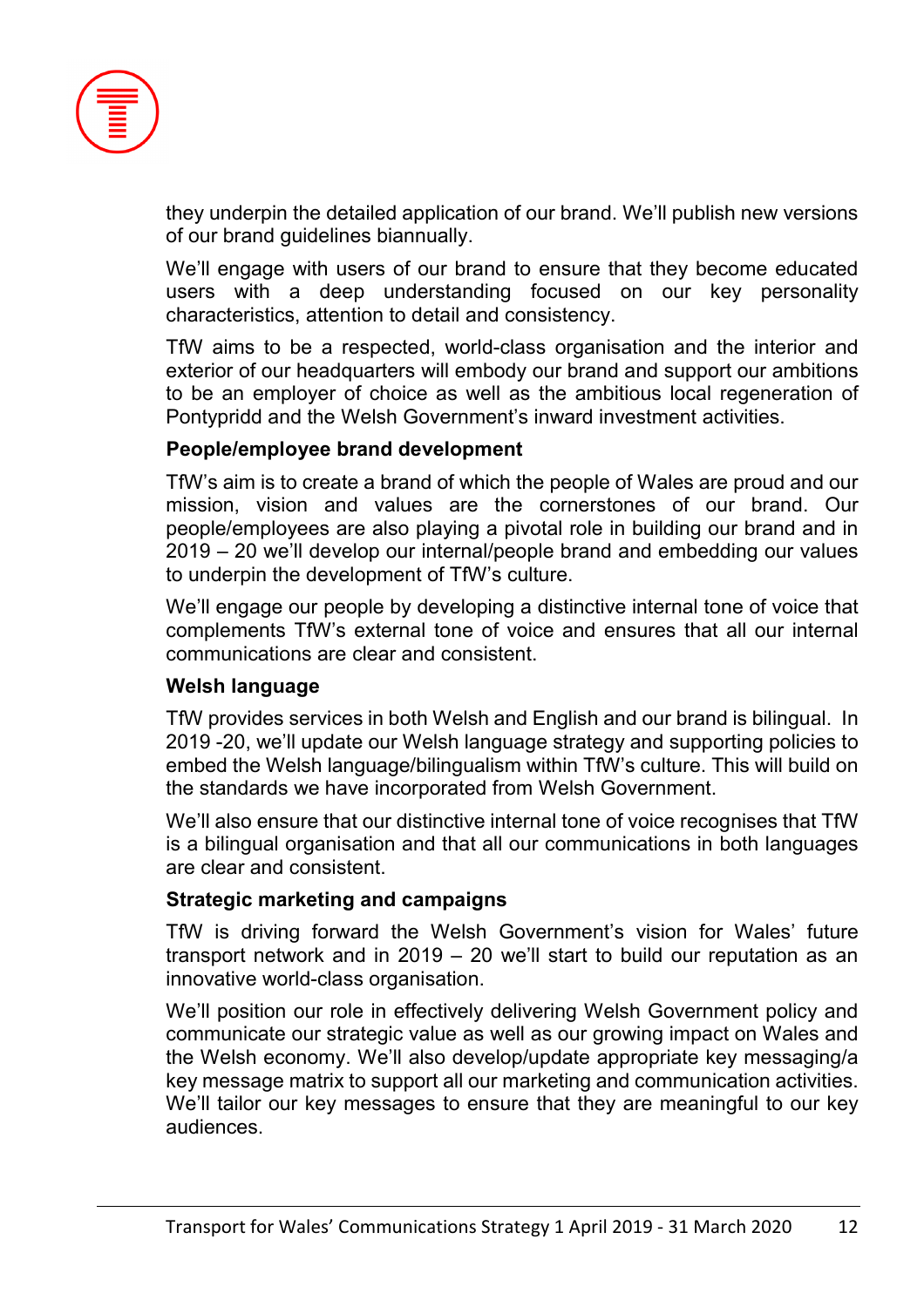they underpin the detailed application of our brand. We'll publish new versions of our brand guidelines biannually.

We'll engage with users of our brand to ensure that they become educated users with a deep understanding focused on our key personality characteristics, attention to detail and consistency.

TfW aims to be a respected, world-class organisation and the interior and exterior of our headquarters will embody our brand and support our ambitions to be an employer of choice as well as the ambitious local regeneration of Pontypridd and the Welsh Government's inward investment activities.

**People/employee brand development**

TfW's aim is to create a brand of which the people of Wales are proud and our mission, vision and values are the cornerstones of our brand. Our people/employees are also playing a pivotal role in building our brand and in 2019 – 20 we'll develop our internal/people brand and embedding our values to underpin the development of TfW's culture.

We'll engage our people by developing a distinctive internal tone of voice that complements TfW's external tone of voice and ensures that all our internal communications are clear and consistent.

**Welsh language**

TfW provides services in both Welsh and English and our brand is bilingual. In 2019 -20, we'll update our Welsh language strategy and supporting policies to embed the Welsh language/bilingualism within TfW's culture. This will build on the standards we have incorporated from Welsh Government.

We'll also ensure that our distinctive internal tone of voice recognises that TfW is a bilingual organisation and that all our communications in both languages are clear and consistent.

**Strategic marketing and campaigns**

TfW is driving forward the Welsh Government's vision for Wales' future transport network and in 2019 – 20 we'll start to build our reputation as an innovative world-class organisation.

We'll position our role in effectively delivering Welsh Government policy and communicate our strategic value as well as our growing impact on Wales and the Welsh economy. We'll also develop/update appropriate key messaging/a key message matrix to support all our marketing and communication activities. We'll tailor our key messages to ensure that they are meaningful to our key audiences.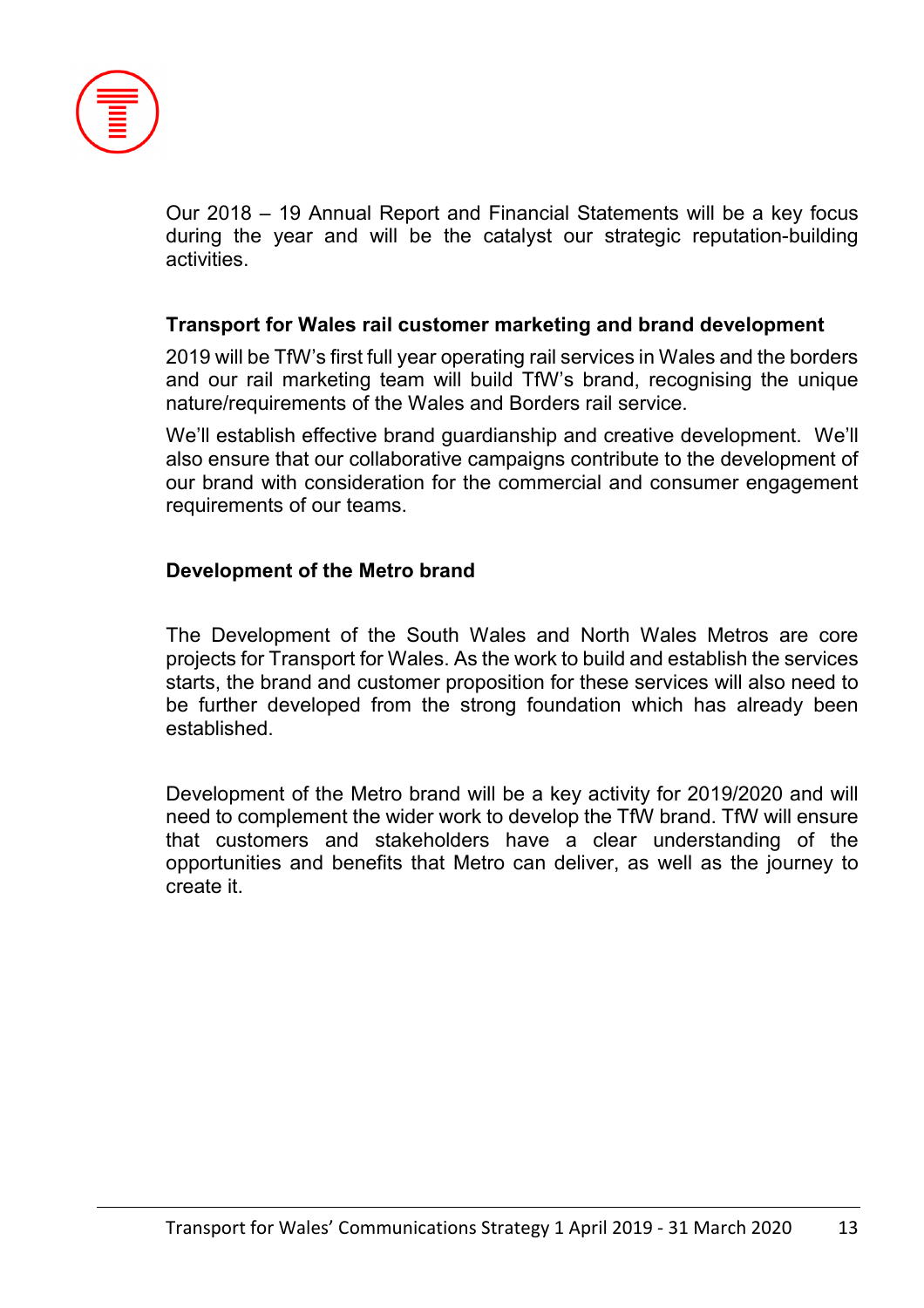Our 2018 – 19 Annual Report and Financial Statements will be a key focus during the year and will be the catalyst our strategic reputation-building activities.

**Transport for Wales rail customer marketing and brand development**

2019 will be TfW's first full year operating rail services in Wales and the borders and our rail marketing team will build TfW's brand, recognising the unique nature/requirements of the Wales and Borders rail service.

We'll establish effective brand guardianship and creative development. We'll also ensure that our collaborative campaigns contribute to the development of our brand with consideration for the commercial and consumer engagement requirements of our teams.

**Development of the Metro brand**

The Development of the South Wales and North Wales Metros are core projects for Transport for Wales. As the work to build and establish the services starts, the brand and customer proposition for these services will also need to be further developed from the strong foundation which has already been established.

Development of the Metro brand will be a key activity for 2019/2020 and will need to complement the wider work to develop the TfW brand. TfW will ensure that customers and stakeholders have a clear understanding of the opportunities and benefits that Metro can deliver, as well as the journey to create it.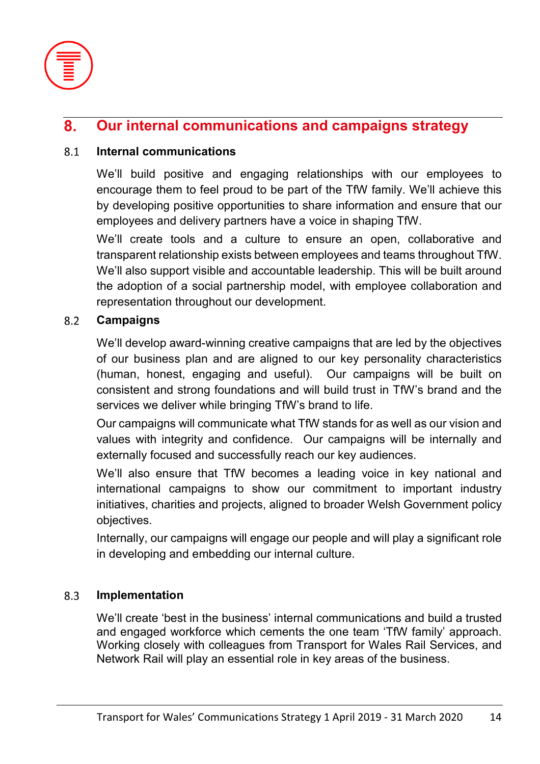## 8. Our internal communications and campaigns strategy

### 8.1 Internal communications

We'll build positive and engaging relationships with our employees to encourage them to feel proud to be part of the TfW family. We'll achieve this by developing positive opportunities to share information and ensure that our employees and delivery partners have a voice in shaping TfW.

We'll create tools and a culture to ensure an open, collaborative and transparent relationship exists between employees and teams throughout TfW. We'll also support visible and accountable leadership. This will be built around the adoption of a social partnership model, with employee collaboration and representation throughout our development.

### 8.2 Campaigns

We'll develop award-winning creative campaigns that are led by the objectives of our business plan and are aligned to our key personality characteristics (human, honest, engaging and useful). Our campaigns will be built on consistent and strong foundations and will build trust in TfW's brand and the services we deliver while bringing TfW's brand to life.

Our campaigns will communicate what TfW stands for as well as our vision and values with integrity and confidence. Our campaigns will be internally and externally focused and successfully reach our key audiences.

We'll also ensure that TfW becomes a leading voice in key national and international campaigns to show our commitment to important industry initiatives, charities and projects, aligned to broader Welsh Government policy objectives.

Internally, our campaigns will engage our people and will play a significant role in developing and embedding our internal culture.

### 8.3 Implementation

We'll create 'best in the business' internal communications and build a trusted and engaged workforce which cements the one team 'TfW family' approach. Working closely with colleagues from Transport for Wales Rail Services, and Network Rail will play an essential role in key areas of the business.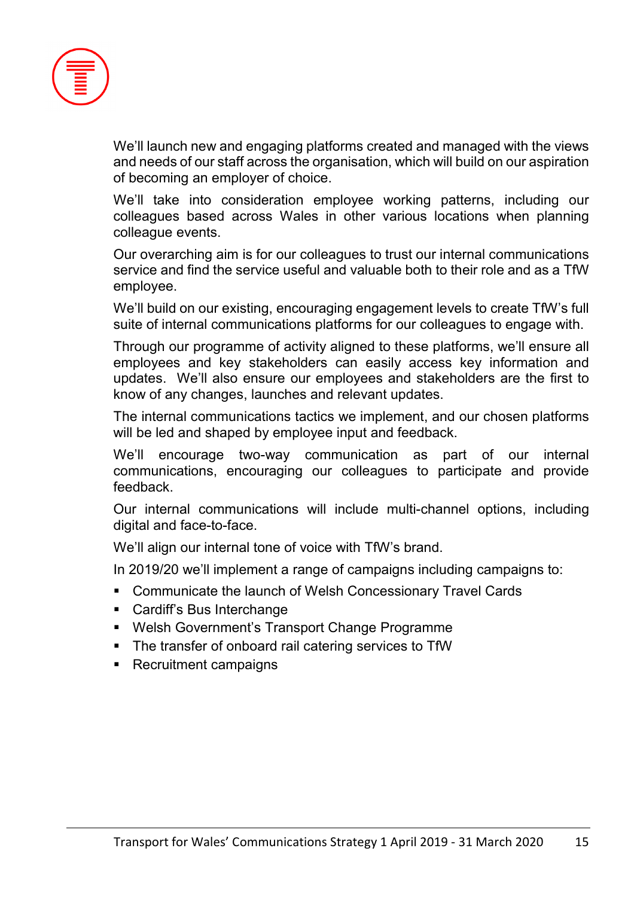We'll launch new and engaging platforms created and managed with the views and needs of our staff across the organisation, which will build on our aspiration of becoming an employer of choice.

We'll take into consideration employee working patterns, including our colleagues based across Wales in other various locations when planning colleague events.

Our overarching aim is for our colleagues to trust our internal communications service and find the service useful and valuable both to their role and as a TfW employee.

We'll build on our existing, encouraging engagement levels to create TfW's full suite of internal communications platforms for our colleagues to engage with.

Through our programme of activity aligned to these platforms, we'll ensure all employees and key stakeholders can easily access key information and updates. We'll also ensure our employees and stakeholders are the first to know of any changes, launches and relevant updates.

The internal communications tactics we implement, and our chosen platforms will be led and shaped by employee input and feedback.

We'll encourage two-way communication as part of our internal communications, encouraging our colleagues to participate and provide feedback.

Our internal communications will include multi-channel options, including digital and face-to-face.

We'll align our internal tone of voice with TfW's brand.

In 2019/20 we'll implement a range of campaigns including campaigns to:

- Communicate the launch of Welsh Concessionary Travel Cards
- Cardiff's Bus Interchange
- Welsh Government's Transport Change Programme
- The transfer of onboard rail catering services to TfW
- Recruitment campaigns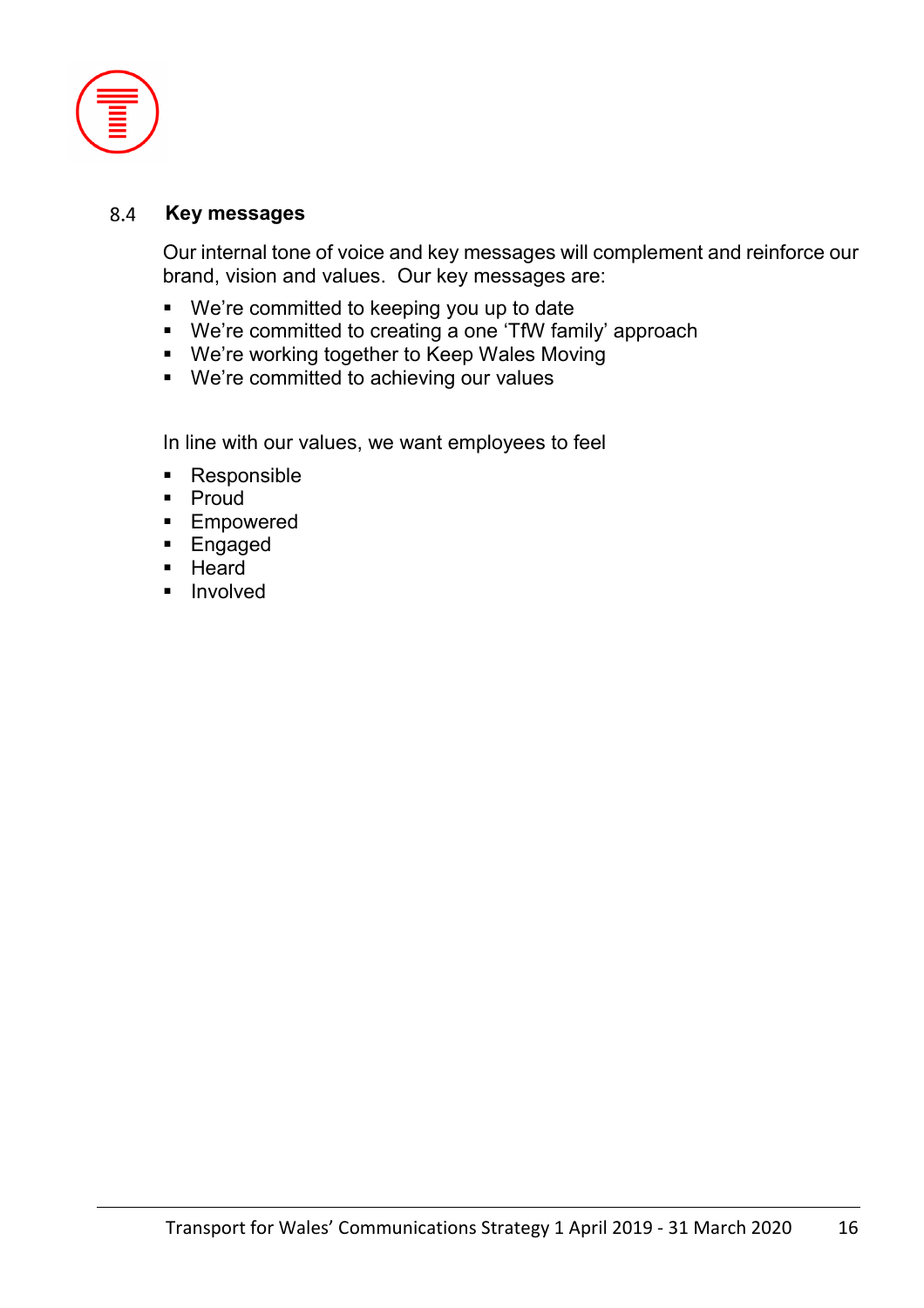### 8.4 Key messages

Our internal tone of voice and key messages will complement and reinforce our brand, vision and values. Our key messages are:

- We're committed to keeping you up to date
- We're committed to creating a one 'TfW family' approach
- We're working together to Keep Wales Moving
- We're committed to achieving our values

In line with our values, we want employees to feel

- Responsible
- Proud
- Empowered
- Engaged
- Heard
- Involved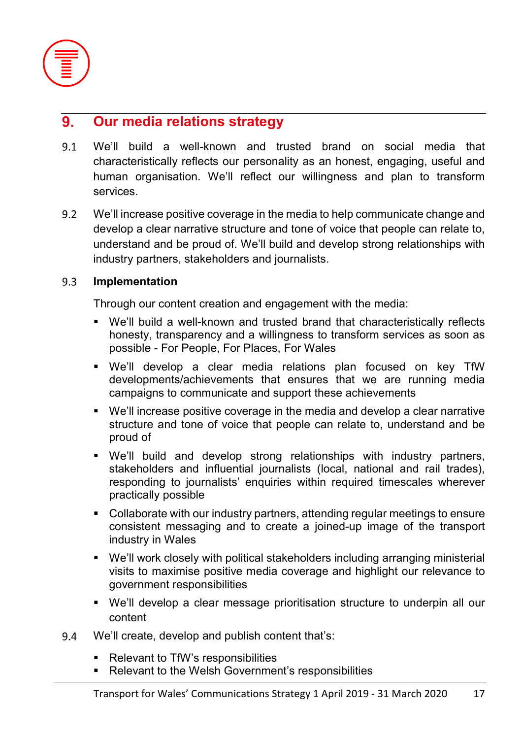## 9. Our media relations strategy

9.1 We'll build a well-known and trusted brand on social media that characteristically reflects our personality as an honest, engaging, useful and human organisation. We'll reflect our willingness and plan to transform services.

9.2 We'll increase positive coverage in the media to help communicate change and develop a clear narrative structure and tone of voice that people can relate to, understand and be proud of. We'll build and develop strong relationships with industry partners, stakeholders and journalists.

9.3 **Implementation**

Through our content creation and engagement with the media:

- We'll build a well-known and trusted brand that characteristically reflects honesty, transparency and a willingness to transform services as soon as possible - For People, For Places, For Wales
- We'll develop a clear media relations plan focused on key TfW developments/achievements that ensures that we are running media campaigns to communicate and support these achievements
- We'll increase positive coverage in the media and develop a clear narrative structure and tone of voice that people can relate to, understand and be proud of
- We'll build and develop strong relationships with industry partners, stakeholders and influential journalists (local, national and rail trades), responding to journalists' enquiries within required timescales wherever practically possible
- Collaborate with our industry partners, attending regular meetings to ensure consistent messaging and to create a joined-up image of the transport industry in Wales
- We'll work closely with political stakeholders including arranging ministerial visits to maximise positive media coverage and highlight our relevance to government responsibilities
- We'll develop a clear message prioritisation structure to underpin all our content

9.4 We'll create, develop and publish content that's:

- Relevant to TfW's responsibilities
- Relevant to the Welsh Government's responsibilities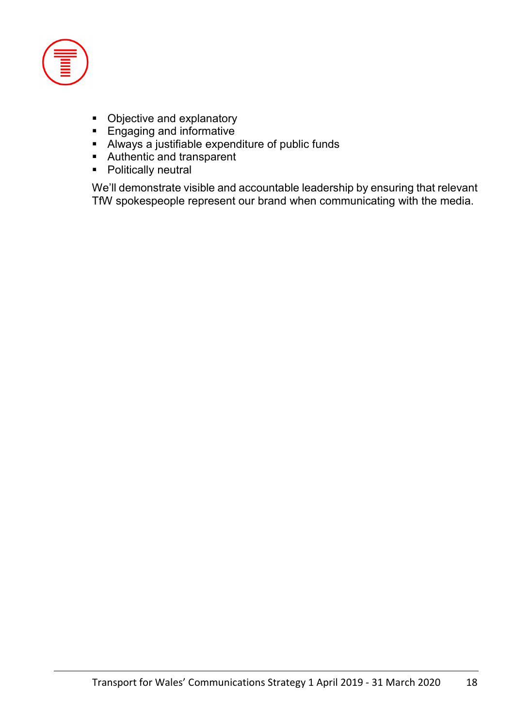- Objective and explanatory
- Engaging and informative
- Always a justifiable expenditure of public funds
- Authentic and transparent
- Politically neutral

We'll demonstrate visible and accountable leadership by ensuring that relevant TfW spokespeople represent our brand when communicating with the media.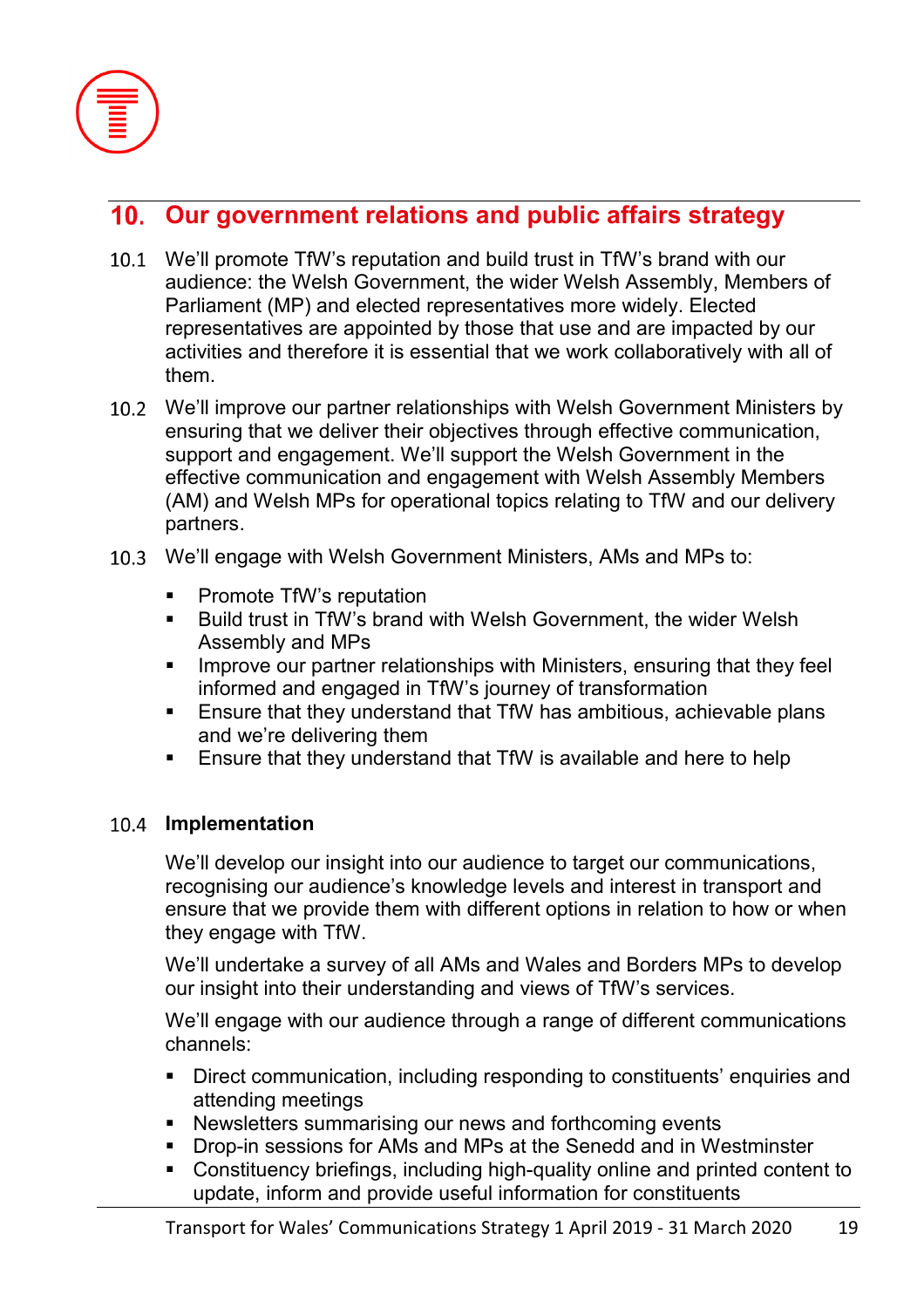## 10. Our government relations and public affairs strategy

10.1 We'll promote TfW's reputation and build trust in TfW's brand with our audience: the Welsh Government, the wider Welsh Assembly, Members of Parliament (MP) and elected representatives more widely. Elected representatives are appointed by those that use and are impacted by our activities and therefore it is essential that we work collaboratively with all of them.

10.2 We'll improve our partner relationships with Welsh Government Ministers by ensuring that we deliver their objectives through effective communication, support and engagement. We'll support the Welsh Government in the effective communication and engagement with Welsh Assembly Members (AM) and Welsh MPs for operational topics relating to TfW and our delivery partners.

10.3 We'll engage with Welsh Government Ministers, AMs and MPs to:

- Promote TfW's reputation
- Build trust in TfW's brand with Welsh Government, the wider Welsh Assembly and MPs
- Improve our partner relationships with Ministers, ensuring that they feel informed and engaged in TfW's journey of transformation
- Ensure that they understand that TfW has ambitious, achievable plans and we're delivering them
- Ensure that they understand that TfW is available and here to help

### 10.4 Implementation

We'll develop our insight into our audience to target our communications, recognising our audience's knowledge levels and interest in transport and ensure that we provide them with different options in relation to how or when they engage with TfW.

We'll undertake a survey of all AMs and Wales and Borders MPs to develop our insight into their understanding and views of TfW's services.

We'll engage with our audience through a range of different communications channels:

- Direct communication, including responding to constituents' enquiries and attending meetings
- Newsletters summarising our news and forthcoming events
- Drop-in sessions for AMs and MPs at the Senedd and in Westminster
- Constituency briefings, including high-quality online and printed content to update, inform and provide useful information for constituents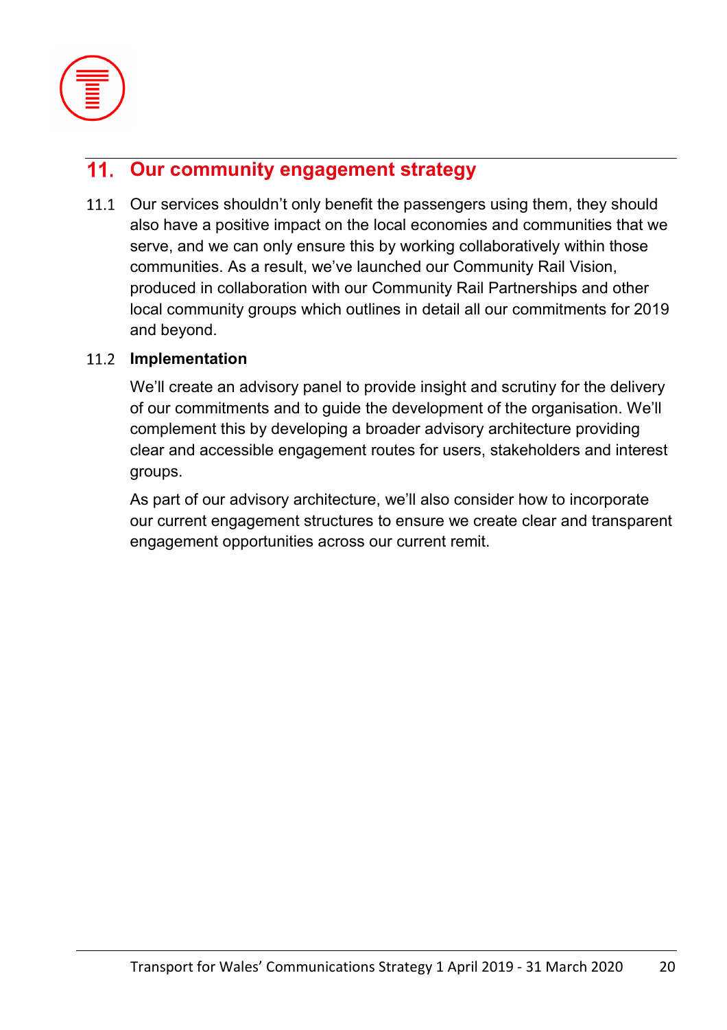## 11. Our community engagement strategy

11.1 Our services shouldn't only benefit the passengers using them, they should also have a positive impact on the local economies and communities that we serve, and we can only ensure this by working collaboratively within those communities. As a result, we've launched our Community Rail Vision, produced in collaboration with our Community Rail Partnerships and other local community groups which outlines in detail all our commitments for 2019 and beyond.

11.2 **Implementation**

We'll create an advisory panel to provide insight and scrutiny for the delivery of our commitments and to guide the development of the organisation. We'll complement this by developing a broader advisory architecture providing clear and accessible engagement routes for users, stakeholders and interest groups.

As part of our advisory architecture, we'll also consider how to incorporate our current engagement structures to ensure we create clear and transparent engagement opportunities across our current remit.